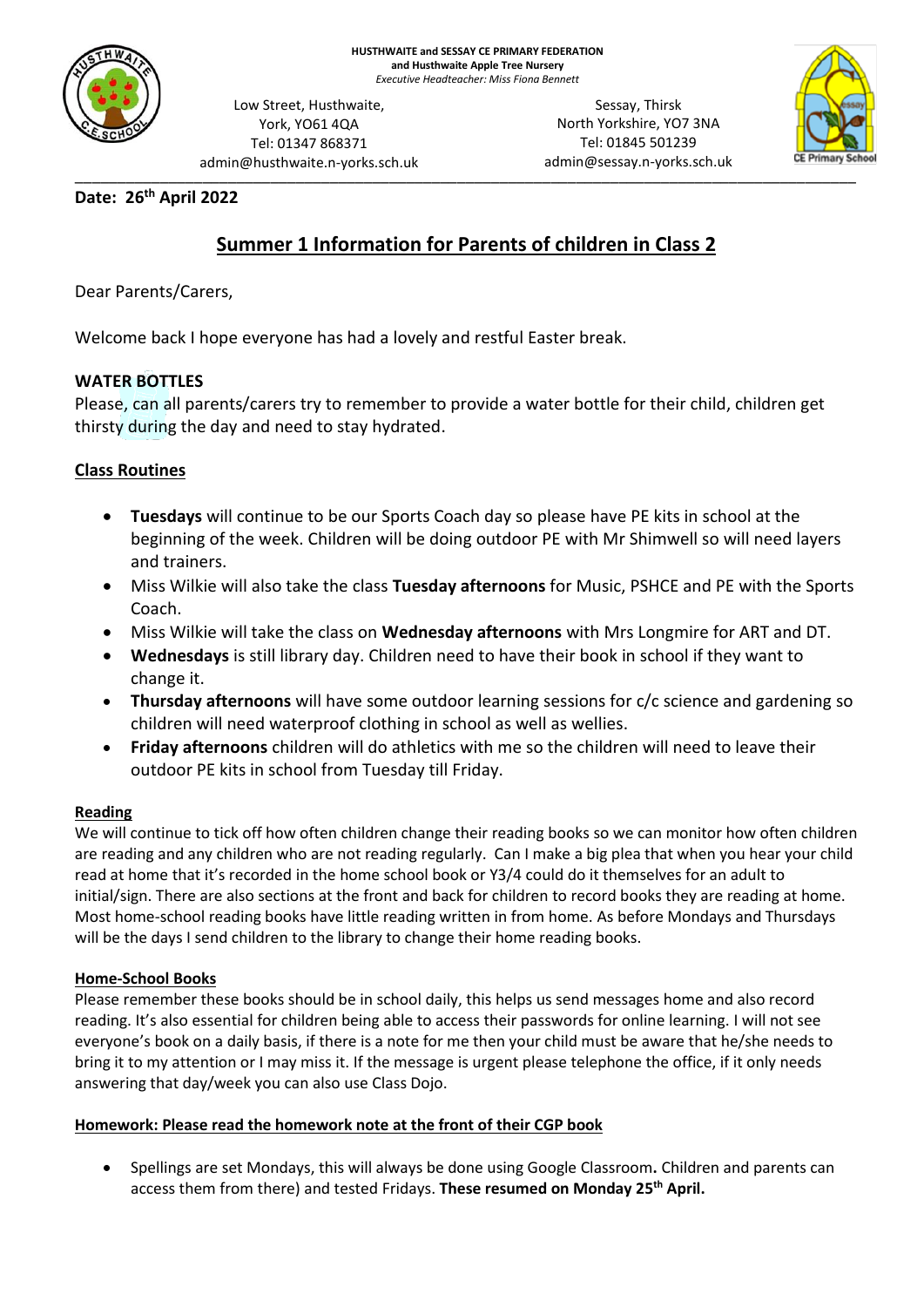HUSTHWAITE and SESSAY CE PRIMARY FEDERATION
and Husthwaite Apple Tree Nursery
*Executive Headteacher: Miss Fiona Bennett*

Low Street, Husthwaite,
York, YO61 4QA
Tel: 01347 868371
admin@husthwaite.n-yorks.sch.uk

Sessay, Thirsk
North Yorkshire, YO7 3NA
Tel: 01845 501239
admin@sessay.n-yorks.sch.uk

**Date: 26th April 2022**

# Summer 1 Information for Parents of children in Class 2

Dear Parents/Carers,

Welcome back I hope everyone has had a lovely and restful Easter break.

**WATER BOTTLES**

Please, can all parents/carers try to remember to provide a water bottle for their child, children get thirsty during the day and need to stay hydrated.

## Class Routines

- **Tuesdays** will continue to be our Sports Coach day so please have PE kits in school at the beginning of the week. Children will be doing outdoor PE with Mr Shimwell so will need layers and trainers.
- Miss Wilkie will also take the class **Tuesday afternoons** for Music, PSHCE and PE with the Sports Coach.
- Miss Wilkie will take the class on **Wednesday afternoons** with Mrs Longmire for ART and DT.
- **Wednesdays** is still library day. Children need to have their book in school if they want to change it.
- **Thursday afternoons** will have some outdoor learning sessions for c/c science and gardening so children will need waterproof clothing in school as well as wellies.
- **Friday afternoons** children will do athletics with me so the children will need to leave their outdoor PE kits in school from Tuesday till Friday.

### Reading

We will continue to tick off how often children change their reading books so we can monitor how often children are reading and any children who are not reading regularly. Can I make a big plea that when you hear your child read at home that it's recorded in the home school book or Y3/4 could do it themselves for an adult to initial/sign. There are also sections at the front and back for children to record books they are reading at home. Most home-school reading books have little reading written in from home. As before Mondays and Thursdays will be the days I send children to the library to change their home reading books.

### Home-School Books

Please remember these books should be in school daily, this helps us send messages home and also record reading. It's also essential for children being able to access their passwords for online learning. I will not see everyone's book on a daily basis, if there is a note for me then your child must be aware that he/she needs to bring it to my attention or I may miss it. If the message is urgent please telephone the office, if it only needs answering that day/week you can also use Class Dojo.

### Homework: Please read the homework note at the front of their CGP book

- Spellings are set Mondays, this will always be done using Google Classroom**.** Children and parents can access them from there) and tested Fridays. **These resumed on Monday 25th April.**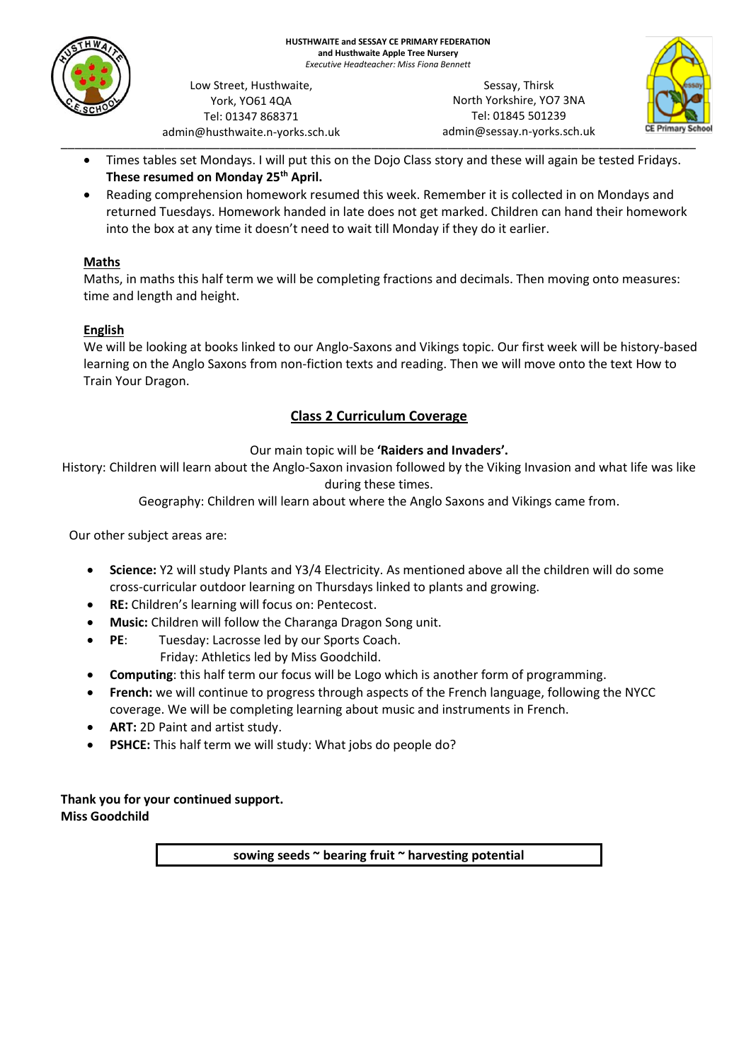HUSTHWAITE and SESSAY CE PRIMARY FEDERATION
and Husthwaite Apple Tree Nursery
*Executive Headteacher: Miss Fiona Bennett*

Low Street, Husthwaite,
York, YO61 4QA
Tel: 01347 868371
admin@husthwaite.n-yorks.sch.uk

Sessay, Thirsk
North Yorkshire, YO7 3NA
Tel: 01845 501239
admin@sessay.n-yorks.sch.uk

- Times tables set Mondays. I will put this on the Dojo Class story and these will again be tested Fridays. **These resumed on Monday 25th April.**
- Reading comprehension homework resumed this week. Remember it is collected in on Mondays and returned Tuesdays. Homework handed in late does not get marked. Children can hand their homework into the box at any time it doesn't need to wait till Monday if they do it earlier.

**Maths**

Maths, in maths this half term we will be completing fractions and decimals. Then moving onto measures: time and length and height.

**English**

We will be looking at books linked to our Anglo-Saxons and Vikings topic. Our first week will be history-based learning on the Anglo Saxons from non-fiction texts and reading. Then we will move onto the text How to Train Your Dragon.

## Class 2 Curriculum Coverage

Our main topic will be **'Raiders and Invaders'.**

History: Children will learn about the Anglo-Saxon invasion followed by the Viking Invasion and what life was like during these times.

Geography: Children will learn about where the Anglo Saxons and Vikings came from.

Our other subject areas are:

- **Science:** Y2 will study Plants and Y3/4 Electricity. As mentioned above all the children will do some cross-curricular outdoor learning on Thursdays linked to plants and growing.
- **RE:** Children's learning will focus on: Pentecost.
- **Music:** Children will follow the Charanga Dragon Song unit.
- **PE**: Tuesday: Lacrosse led by our Sports Coach.
  Friday: Athletics led by Miss Goodchild.
- **Computing**: this half term our focus will be Logo which is another form of programming.
- **French:** we will continue to progress through aspects of the French language, following the NYCC coverage. We will be completing learning about music and instruments in French.
- **ART:** 2D Paint and artist study.
- **PSHCE:** This half term we will study: What jobs do people do?

**Thank you for your continued support.**
**Miss Goodchild**

**sowing seeds ~ bearing fruit ~ harvesting potential**